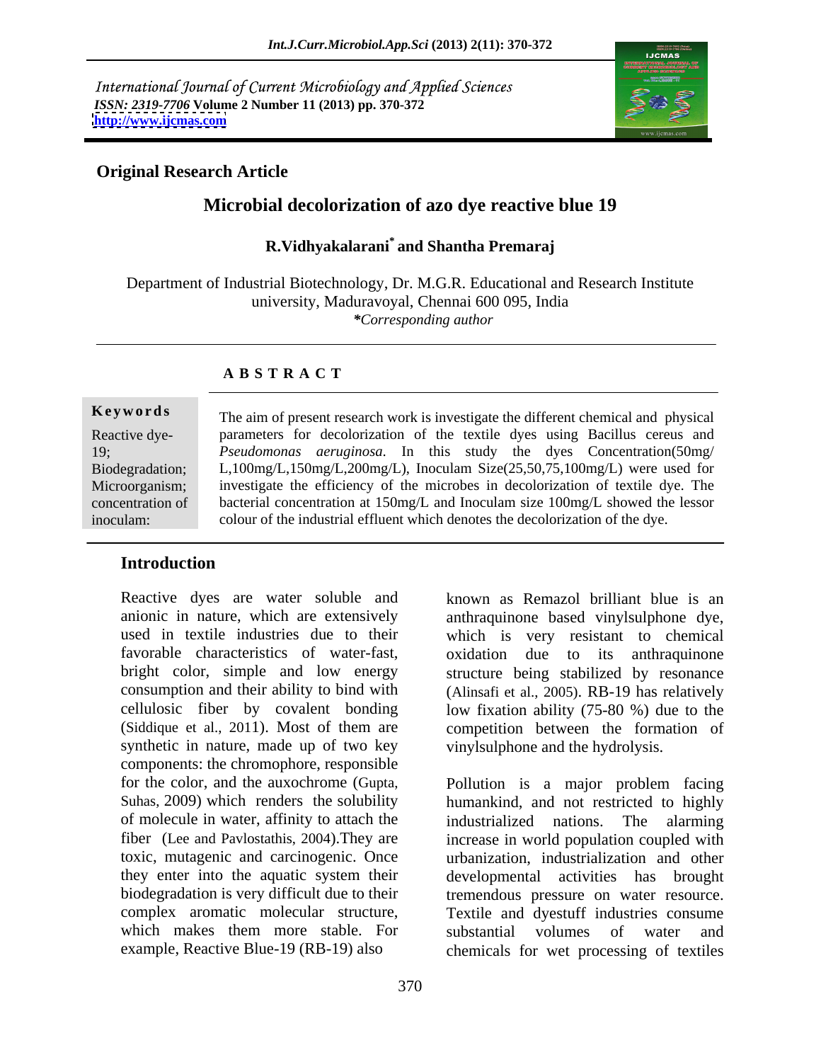*International Journal of Current Microbiology and Applied Sciences*
*ISSN: 2319-7706* **Volume 2 Number 11 (2013) pp. 370-372**
**http://www.ijcmas.com**

**Original Research Article**

# Microbial decolorization of azo dye reactive blue 19

**R.Vidhyakalarani[*] and Shantha Premaraj**

Department of Industrial Biotechnology, Dr. M.G.R. Educational and Research Institute university, Maduravoyal, Chennai 600 095, India

**Corresponding author*

## A B S T R A C T

**Keywords**

Reactive dye-19; Biodegradation; Microorganism; concentration of inoculam:

The aim of present research work is investigate the different chemical and physical parameters for decolorization of the textile dyes using Bacillus cereus and *Pseudomonas aeruginosa*. In this study the dyes Concentration(50mg/ L,100mg/L,150mg/L,200mg/L), Inoculam Size(25,50,75,100mg/L) were used for investigate the efficiency of the microbes in decolorization of textile dye. The bacterial concentration at 150mg/L and Inoculam size 100mg/L showed the lessor colour of the industrial effluent which denotes the decolorization of the dye.

## Introduction

Reactive dyes are water soluble and anionic in nature, which are extensively used in textile industries due to their favorable characteristics of water-fast, bright color, simple and low energy consumption and their ability to bind with cellulosic fiber by covalent bonding (Siddique et al., 2011). Most of them are synthetic in nature, made up of two key components: the chromophore, responsible for the color, and the auxochrome (Gupta, Suhas, 2009) which renders the solubility of molecule in water, affinity to attach the fiber (Lee and Pavlostathis, 2004).They are toxic, mutagenic and carcinogenic. Once they enter into the aquatic system their biodegradation is very difficult due to their complex aromatic molecular structure, which makes them more stable. For example, Reactive Blue-19 (RB-19) also known as Remazol brilliant blue is an anthraquinone based vinylsulphone dye, which is very resistant to chemical oxidation due to its anthraquinone structure being stabilized by resonance (Alinsafi et al., 2005). RB-19 has relatively low fixation ability (75-80 %) due to the competition between the formation of vinylsulphone and the hydrolysis.

Pollution is a major problem facing humankind, and not restricted to highly industrialized nations. The alarming increase in world population coupled with urbanization, industrialization and other developmental activities has brought tremendous pressure on water resource. Textile and dyestuff industries consume substantial volumes of water and chemicals for wet processing of textiles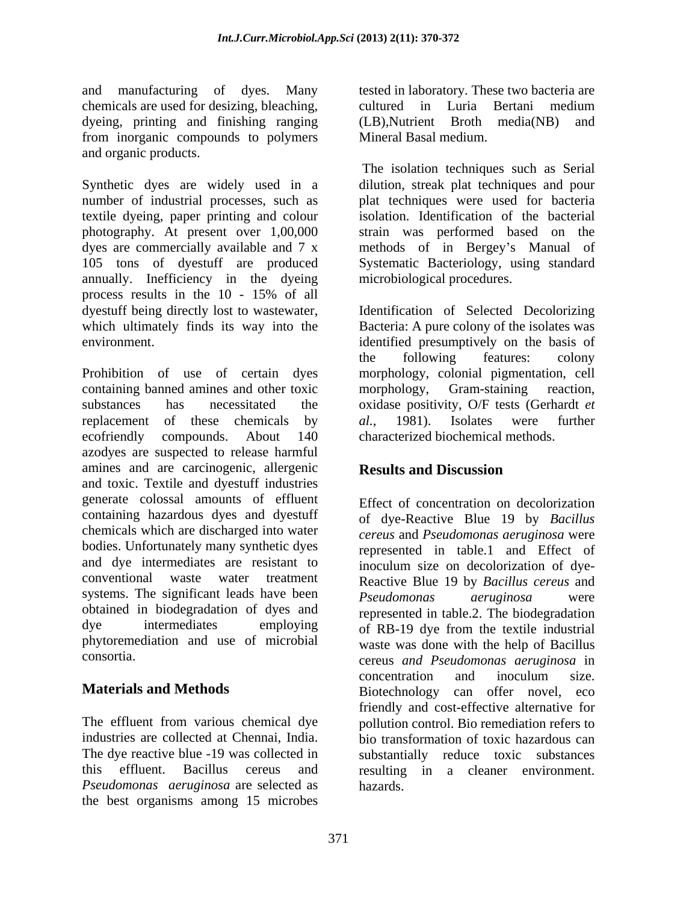and manufacturing of dyes. Many chemicals are used for desizing, bleaching, dyeing, printing and finishing ranging from inorganic compounds to polymers and organic products.

Synthetic dyes are widely used in a number of industrial processes, such as textile dyeing, paper printing and colour photography. At present over 1,00,000 dyes are commercially available and 7 x 105 tons of dyestuff are produced annually. Inefficiency in the dyeing process results in the 10 - 15% of all dyestuff being directly lost to wastewater, which ultimately finds its way into the environment.

Prohibition of use of certain dyes containing banned amines and other toxic substances has necessitated the replacement of these chemicals by ecofriendly compounds. About 140 azodyes are suspected to release harmful amines and are carcinogenic, allergenic and toxic. Textile and dyestuff industries generate colossal amounts of effluent containing hazardous dyes and dyestuff chemicals which are discharged into water bodies. Unfortunately many synthetic dyes and dye intermediates are resistant to conventional waste water treatment systems. The significant leads have been obtained in biodegradation of dyes and dye intermediates employing phytoremediation and use of microbial consortia.

## Materials and Methods

The effluent from various chemical dye industries are collected at Chennai, India. The dye reactive blue -19 was collected in this effluent. Bacillus cereus and *Pseudomonas aeruginosa* are selected as the best organisms among 15 microbes tested in laboratory. These two bacteria are cultured in Luria Bertani medium (LB),Nutrient Broth media(NB) and Mineral Basal medium.

The isolation techniques such as Serial dilution, streak plat techniques and pour plat techniques were used for bacteria isolation. Identification of the bacterial strain was performed based on the methods of in Bergey's Manual of Systematic Bacteriology, using standard microbiological procedures.

Identification of Selected Decolorizing Bacteria: A pure colony of the isolates was identified presumptively on the basis of the following features: colony morphology, colonial pigmentation, cell morphology, Gram-staining reaction, oxidase positivity, O/F tests (Gerhardt *et al.,* 1981). Isolates were further characterized biochemical methods.

## Results and Discussion

Effect of concentration on decolorization of dye-Reactive Blue 19 by *Bacillus cereus* and *Pseudomonas aeruginosa* were represented in table.1 and Effect of inoculum size on decolorization of dye-Reactive Blue 19 by *Bacillus cereus* and *Pseudomonas aeruginosa* were represented in table.2. The biodegradation of RB-19 dye from the textile industrial waste was done with the help of Bacillus cereus *and Pseudomonas aeruginosa* in concentration and inoculum size. Biotechnology can offer novel, eco friendly and cost-effective alternative for pollution control. Bio remediation refers to bio transformation of toxic hazardous can substantially reduce toxic substances resulting in a cleaner environment. hazards.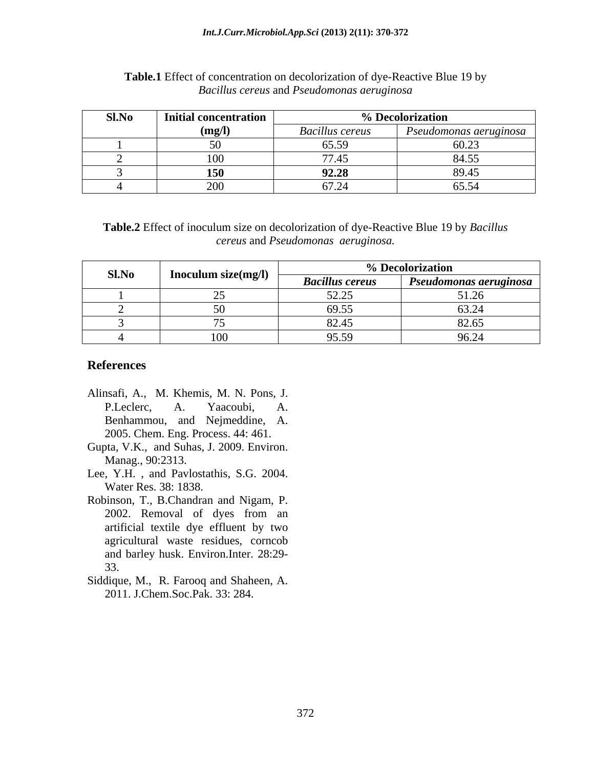**Table.1** Effect of concentration on decolorization of dye-Reactive Blue 19 by *Bacillus cereus* and *Pseudomonas aeruginosa*

| **Sl.No** | **Initial concentration (mg/l)** | **% Decolorization** | |
|---|---|---|---|
| | | *Bacillus cereus* | *Pseudomonas aeruginosa* |
| 1 | 50 | 65.59 | 60.23 |
| 2 | 100 | 77.45 | 84.55 |
| 3 | **150** | **92.28** | 89.45 |
| 4 | 200 | 67.24 | 65.54 |

**Table.2** Effect of inoculum size on decolorization of dye-Reactive Blue 19 by *Bacillus cereus* and *Pseudomonas aeruginosa.*

| **Sl.No** | **Inoculum size(mg/l)** | **% Decolorization** | |
|---|---|---|---|
| | | ***Bacillus cereus*** | ***Pseudomonas aeruginosa*** |
| 1 | 25 | 52.25 | 51.26 |
| 2 | 50 | 69.55 | 63.24 |
| 3 | 75 | 82.45 | 82.65 |
| 4 | 100 | 95.59 | 96.24 |

## References

Alinsafi, A., M. Khemis, M. N. Pons, J. P.Leclerc, A. Yaacoubi, A. Benhammou, and Nejmeddine, A. 2005. Chem. Eng. Process. 44: 461.

Gupta, V.K., and Suhas, J. 2009. Environ. Manag., 90:2313.

Lee, Y.H. , and Pavlostathis, S.G. 2004. Water Res. 38: 1838.

Robinson, T., B.Chandran and Nigam, P. 2002. Removal of dyes from an artificial textile dye effluent by two agricultural waste residues, corncob and barley husk. Environ.Inter. 28:29-33.

Siddique, M., R. Farooq and Shaheen, A. 2011. J.Chem.Soc.Pak. 33: 284.